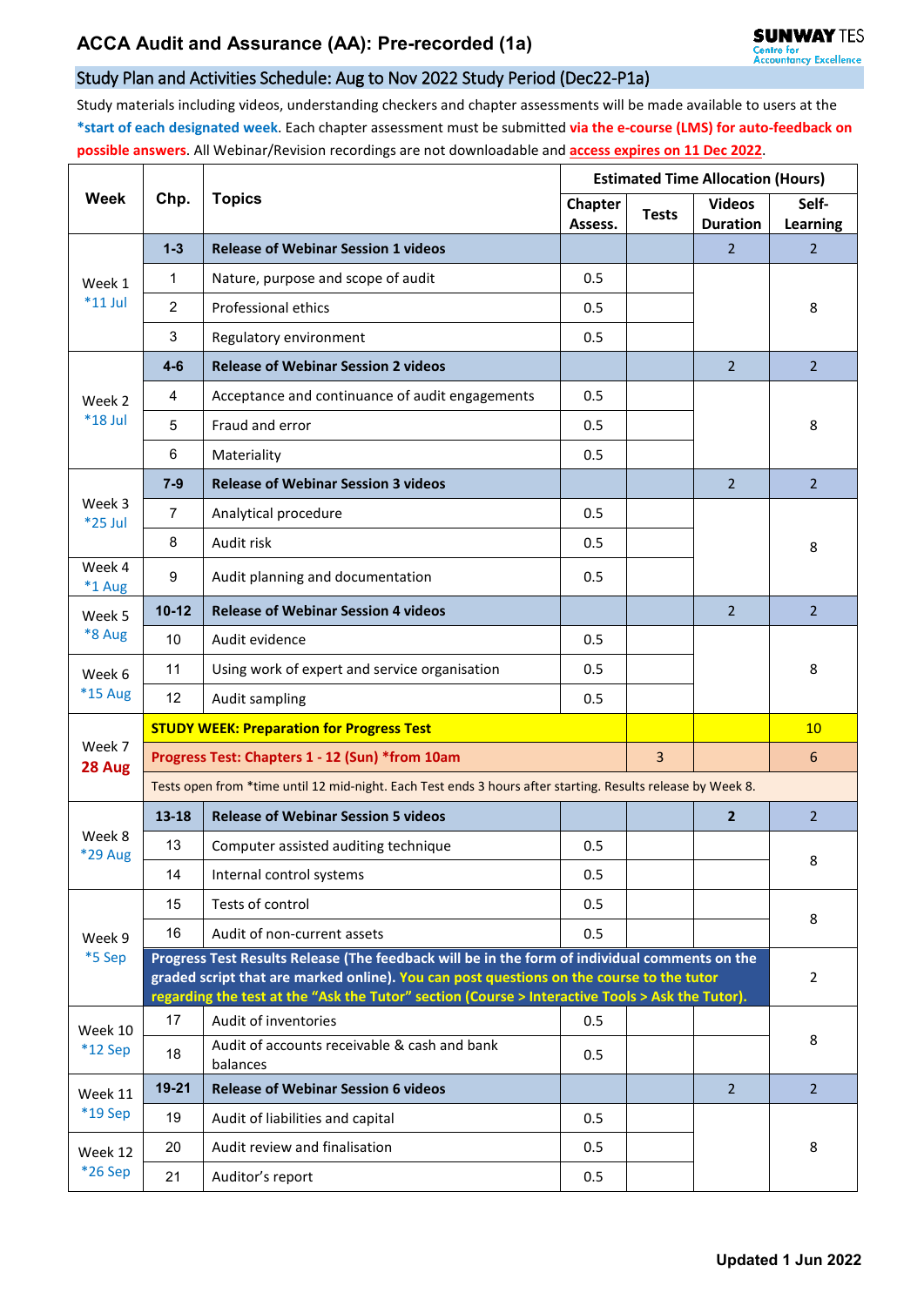# ACCA Audit and Assurance (AA): Pre-recorded (1a)

## Study Plan and Activities Schedule: Aug to Nov 2022 Study Period (Dec22-P1a)

Study materials including videos, understanding checkers and chapter assessments will be made available to users at the **\*start of each designated week**. Each chapter assessment must be submitted **via the e-course (LMS) for auto-feedback on possible answers**. All Webinar/Revision recordings are not downloadable and **access expires on 11 Dec 2022**.

| Week | Chp. | Topics | Estimated Time Allocation (Hours) | | | |
|---|---|---|---|---|---|---|
| | | | Chapter Assess. | Tests | Videos Duration | Self-Learning |
| Week 1 *11 Jul | 1-3 | **Release of Webinar Session 1 videos** | | | 2 | 2 |
| | 1 | Nature, purpose and scope of audit | 0.5 | | | 8 |
| | 2 | Professional ethics | 0.5 | | | |
| | 3 | Regulatory environment | 0.5 | | | |
| Week 2 *18 Jul | 4-6 | **Release of Webinar Session 2 videos** | | | 2 | 2 |
| | 4 | Acceptance and continuance of audit engagements | 0.5 | | | 8 |
| | 5 | Fraud and error | 0.5 | | | |
| | 6 | Materiality | 0.5 | | | |
| Week 3 *25 Jul | 7-9 | **Release of Webinar Session 3 videos** | | | 2 | 2 |
| | 7 | Analytical procedure | 0.5 | | | 8 |
| | 8 | Audit risk | 0.5 | | | |
| Week 4 *1 Aug | 9 | Audit planning and documentation | 0.5 | | | |
| Week 5 *8 Aug | 10-12 | **Release of Webinar Session 4 videos** | | | 2 | 2 |
| | 10 | Audit evidence | 0.5 | | | 8 |
| Week 6 *15 Aug | 11 | Using work of expert and service organisation | 0.5 | | | |
| | 12 | Audit sampling | 0.5 | | | |
| Week 7 **28 Aug** | **STUDY WEEK: Preparation for Progress Test** | | | | | 10 |
| | **Progress Test: Chapters 1 - 12 (Sun) *from 10am** | | | 3 | | 6 |
| | Tests open from *time until 12 mid-night. Each Test ends 3 hours after starting. Results release by Week 8. | | | | | |
| Week 8 *29 Aug | 13-18 | **Release of Webinar Session 5 videos** | | | **2** | 2 |
| | 13 | Computer assisted auditing technique | 0.5 | | | 8 |
| | 14 | Internal control systems | 0.5 | | | |
| Week 9 *5 Sep | 15 | Tests of control | 0.5 | | | 8 |
| | 16 | Audit of non-current assets | 0.5 | | | |
| | **Progress Test Results Release (The feedback will be in the form of individual comments on the graded script that are marked online). You can post questions on the course to the tutor regarding the test at the "Ask the Tutor" section (Course > Interactive Tools > Ask the Tutor).** | | | | | 2 |
| Week 10 *12 Sep | 17 | Audit of inventories | 0.5 | | | 8 |
| | 18 | Audit of accounts receivable & cash and bank balances | 0.5 | | | |
| Week 11 *19 Sep | 19-21 | **Release of Webinar Session 6 videos** | | | 2 | 2 |
| | 19 | Audit of liabilities and capital | 0.5 | | | 8 |
| Week 12 *26 Sep | 20 | Audit review and finalisation | 0.5 | | | |
| | 21 | Auditor's report | 0.5 | | | |

**Updated 1 Jun 2022**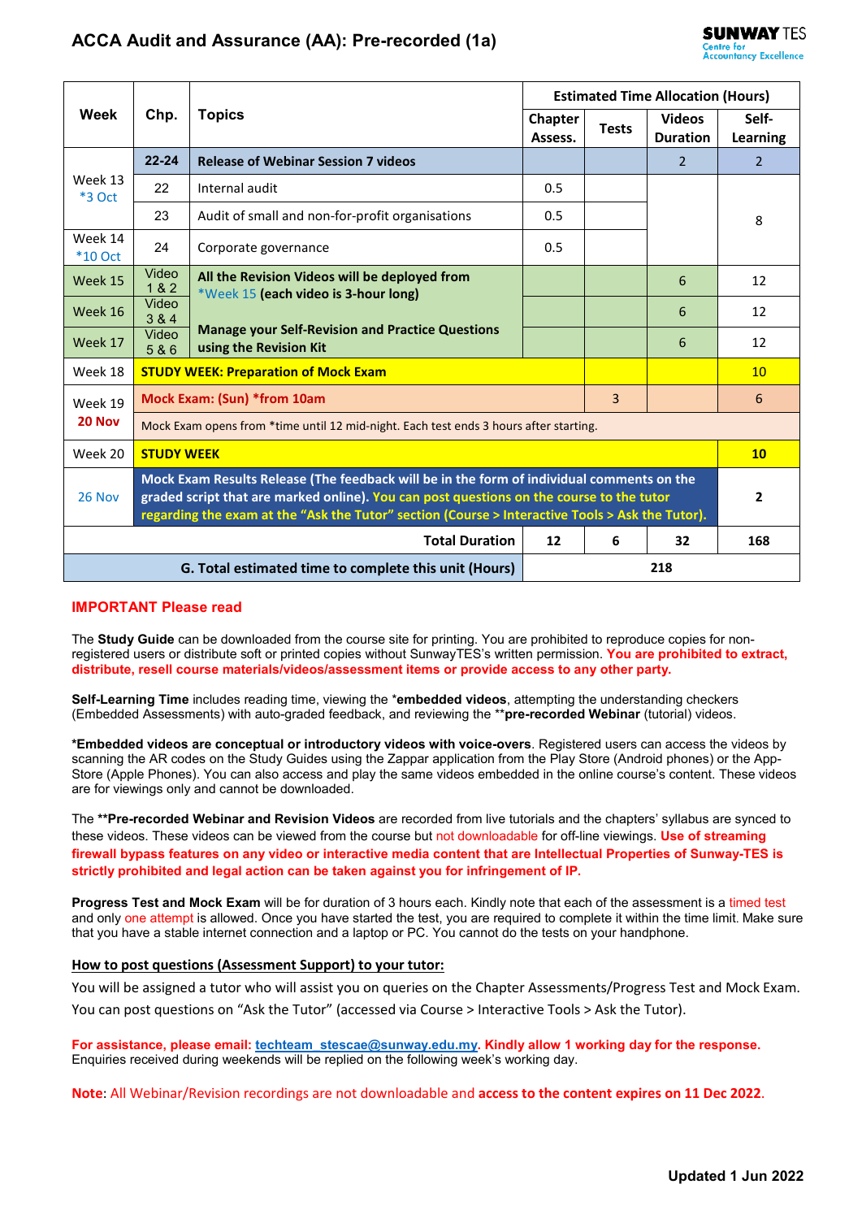# ACCA Audit and Assurance (AA): Pre-recorded (1a)

| Week | Chp. | Topics | Estimated Time Allocation (Hours) | | | |
|---|---|---|---|---|---|---|
| | | | Chapter Assess. | Tests | Videos Duration | Self-Learning |
| Week 13 *3 Oct | 22-24 | Release of Webinar Session 7 videos | | | 2 | 2 |
| | 22 | Internal audit | 0.5 | | | 8 |
| | 23 | Audit of small and non-for-profit organisations | 0.5 | | | |
| Week 14 *10 Oct | 24 | Corporate governance | 0.5 | | | |
| Week 15 | Video 1 & 2 | **All the Revision Videos will be deployed from *Week 15 (each video is 3-hour long)** | | | 6 | 12 |
| Week 16 | Video 3 & 4 | | | | 6 | 12 |
| Week 17 | Video 5 & 6 | **Manage your Self-Revision and Practice Questions using the Revision Kit** | | | 6 | 12 |
| Week 18 | **STUDY WEEK: Preparation of Mock Exam** | | | | | 10 |
| Week 19 **20 Nov** | **Mock Exam: (Sun) *from 10am** | | | 3 | | 6 |
| | Mock Exam opens from *time until 12 mid-night. Each test ends 3 hours after starting. | | | | | |
| Week 20 | **STUDY WEEK** | | | | | **10** |
| 26 Nov | **Mock Exam Results Release (The feedback will be in the form of individual comments on the graded script that are marked online). You can post questions on the course to the tutor regarding the exam at the "Ask the Tutor" section (Course > Interactive Tools > Ask the Tutor).** | | | | | **2** |
| | | **Total Duration** | **12** | **6** | **32** | **168** |
| **G. Total estimated time to complete this unit (Hours)** | | | **218** | | | |

## IMPORTANT Please read

The **Study Guide** can be downloaded from the course site for printing. You are prohibited to reproduce copies for non-registered users or distribute soft or printed copies without SunwayTES's written permission. **You are prohibited to extract, distribute, resell course materials/videos/assessment items or provide access to any other party.**

**Self-Learning Time** includes reading time, viewing the ***embedded videos**, attempting the understanding checkers (Embedded Assessments) with auto-graded feedback, and reviewing the ****pre-recorded Webinar** (tutorial) videos.

***Embedded videos are conceptual or introductory videos with voice-overs**. Registered users can access the videos by scanning the AR codes on the Study Guides using the Zappar application from the Play Store (Android phones) or the App-Store (Apple Phones). You can also access and play the same videos embedded in the online course's content. These videos are for viewings only and cannot be downloaded.

The ****Pre-recorded Webinar and Revision Videos** are recorded from live tutorials and the chapters' syllabus are synced to these videos. These videos can be viewed from the course but not downloadable for off-line viewings. **Use of streaming firewall bypass features on any video or interactive media content that are Intellectual Properties of Sunway-TES is strictly prohibited and legal action can be taken against you for infringement of IP.**

**Progress Test and Mock Exam** will be for duration of 3 hours each. Kindly note that each of the assessment is a timed test and only one attempt is allowed. Once you have started the test, you are required to complete it within the time limit. Make sure that you have a stable internet connection and a laptop or PC. You cannot do the tests on your handphone.

**How to post questions (Assessment Support) to your tutor:**

You will be assigned a tutor who will assist you on queries on the Chapter Assessments/Progress Test and Mock Exam. You can post questions on "Ask the Tutor" (accessed via Course > Interactive Tools > Ask the Tutor).

**For assistance, please email: techteam_stescae@sunway.edu.my. Kindly allow 1 working day for the response.** Enquiries received during weekends will be replied on the following week's working day.

**Note**: All Webinar/Revision recordings are not downloadable and **access to the content expires on 11 Dec 2022**.

**Updated 1 Jun 2022**